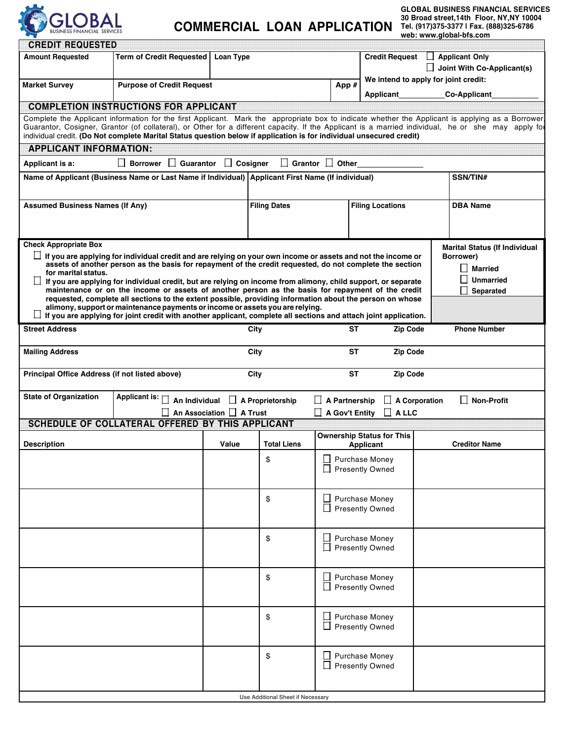# COMMERCIAL LOAN APPLICATION

**GLOBAL BUSINESS FINANCIAL SERVICES**
30 Broad street,14th Floor, NY,NY 10004
Tel. (917)375-3377 | Fax. (888)325-6786
web: www.global-bfs.com

## CREDIT REQUESTED

| Amount Requested | Term of Credit Requested | Loan Type | | Credit Request ☐ Applicant Only ☐ Joint With Co-Applicant(s) |
|---|---|---|---|---|
| Market Survey | Purpose of Credit Request | | App # | We intend to apply for joint credit: Applicant\_\_\_\_\_\_\_\_\_\_ Co-Applicant\_\_\_\_\_\_\_\_\_\_ |

## COMPLETION INSTRUCTIONS FOR APPLICANT

Complete the Applicant information for the first Applicant. Mark the appropriate box to indicate whether the Applicant is applying as a Borrower, Guarantor, Cosigner, Grantor (of collateral), or Other for a different capacity. If the Applicant is a married individual, he or she may apply for individual credit. **(Do Not complete Marital Status question below if application is for individual unsecured credit)**

## APPLICANT INFORMATION:

**Applicant is a:** ☐ Borrower ☐ Guarantor ☐ Cosigner ☐ Grantor ☐ Other\_\_\_\_\_\_\_\_\_\_

| Name of Applicant (Business Name or Last Name if Individual) | Applicant First Name (If individual) | | SSN/TIN# |
|---|---|---|---|
| Assumed Business Names (If Any) | Filing Dates | Filing Locations | DBA Name |

**Check Appropriate Box**

☐ If you are applying for individual credit and are relying on your own income or assets and not the income or assets of another person as the basis for repayment of the credit requested, do not complete the section for marital status.

☐ If you are applying for individual credit, but are relying on income from alimony, child support, or separate maintenance or on the income or assets of another person as the basis for repayment of the credit requested, complete all sections to the extent possible, providing information about the person on whose alimony, support or maintenance payments or income or assets you are relying.

☐ If you are applying for joint credit with another applicant, complete all sections and attach joint application.

**Marital Status (If Individual Borrower)**
☐ Married
☐ Unmarried
☐ Separated

| Street Address | City | ST | Zip Code | Phone Number |
|---|---|---|---|---|
| Mailing Address | City | ST | Zip Code | |
| Principal Office Address (if not listed above) | City | ST | Zip Code | |

**State of Organization**

**Applicant is:** ☐ An Individual ☐ A Proprietorship ☐ A Partnership ☐ A Corporation ☐ Non-Profit ☐ An Association ☐ A Trust ☐ A Gov't Entity ☐ A LLC

## SCHEDULE OF COLLATERAL OFFERED BY THIS APPLICANT

| Description | Value | Total Liens | Ownership Status for This Applicant | Creditor Name |
|---|---|---|---|---|
| | | $ | ☐ Purchase Money ☐ Presently Owned | |
| | | $ | ☐ Purchase Money ☐ Presently Owned | |
| | | $ | ☐ Purchase Money ☐ Presently Owned | |
| | | $ | ☐ Purchase Money ☐ Presently Owned | |
| | | $ | ☐ Purchase Money ☐ Presently Owned | |
| | | $ | ☐ Purchase Money ☐ Presently Owned | |

Use Additional Sheet if Necessary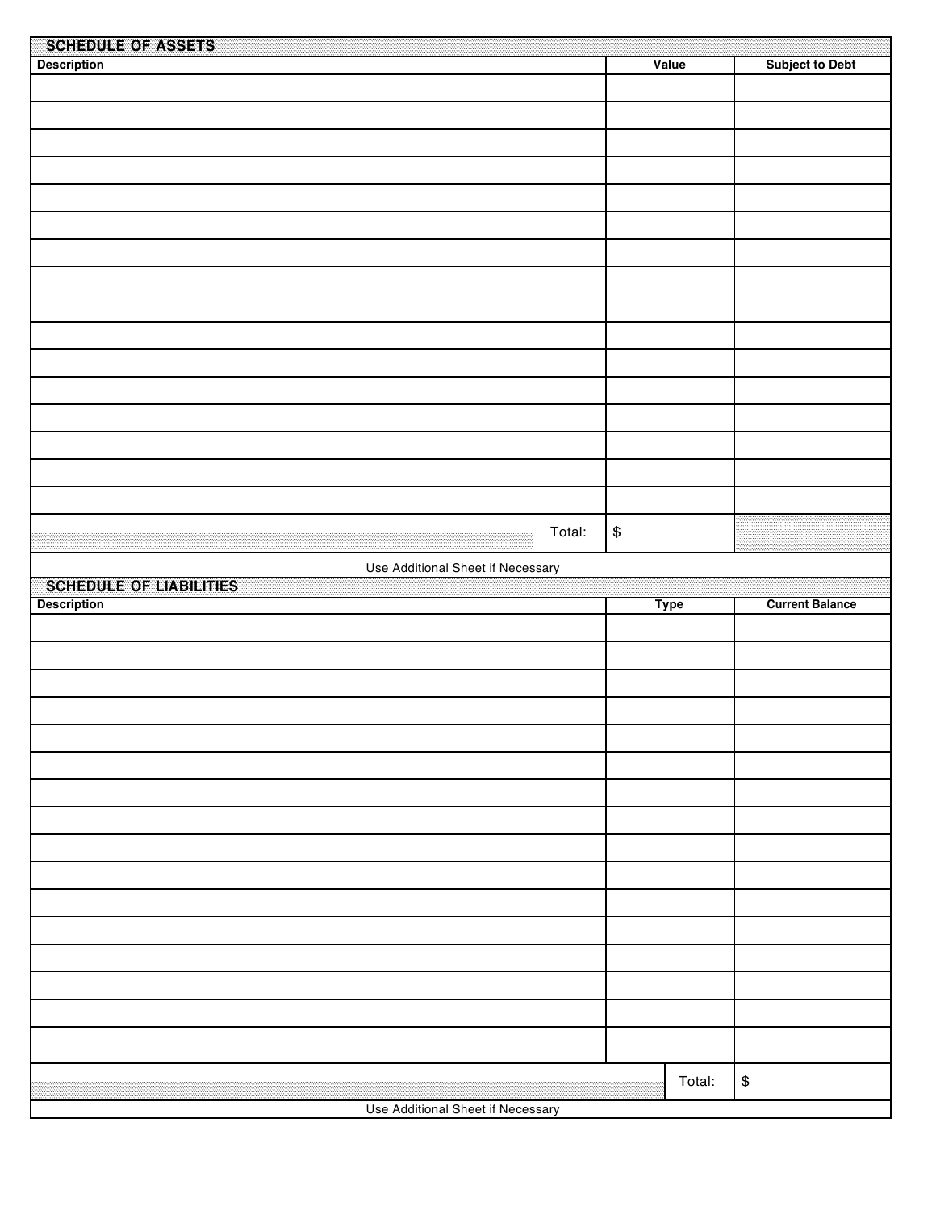## SCHEDULE OF ASSETS

| Description | Value | Subject to Debt |
|---|---|---|
| | | |
| | | |
| | | |
| | | |
| | | |
| | | |
| | | |
| | | |
| | | |
| | | |
| | | |
| | | |
| | | |
| | | |
| | | |
| | | |
| Total: | $ | |

Use Additional Sheet if Necessary

## SCHEDULE OF LIABILITIES

| Description | Type | Current Balance |
|---|---|---|
| | | |
| | | |
| | | |
| | | |
| | | |
| | | |
| | | |
| | | |
| | | |
| | | |
| | | |
| | | |
| | | |
| | | |
| | | |
| | | |
| | Total: | $ |

Use Additional Sheet if Necessary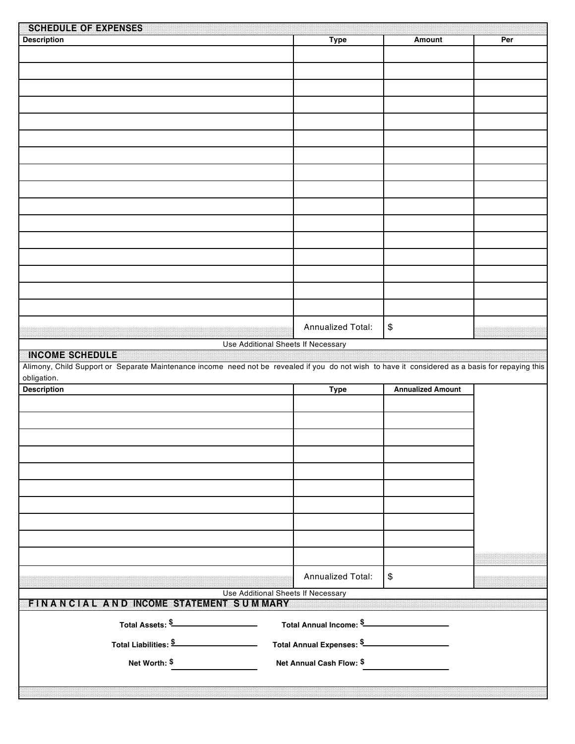## SCHEDULE OF EXPENSES

| Description | Type | Amount | Per |
|---|---|---|---|
| | | | |
| | | | |
| | | | |
| | | | |
| | | | |
| | | | |
| | | | |
| | | | |
| | | | |
| | | | |
| | | | |
| | | | |
| | | | |
| | | | |
| | | | |
| | | | |
| | Annualized Total: | $ | |

Use Additional Sheets If Necessary

## INCOME SCHEDULE

Alimony, Child Support or Separate Maintenance income need not be revealed if you do not wish to have it considered as a basis for repaying this obligation.

| Description | Type | Annualized Amount |
|---|---|---|
| | | |
| | | |
| | | |
| | | |
| | | |
| | | |
| | | |
| | | |
| | | |
| | | |
| | Annualized Total: | $ |

Use Additional Sheets If Necessary

## FINANCIAL AND INCOME STATEMENT SUMMARY

**Total Assets:** $\_\_\_\_\_\_\_\_\_\_ **Total Annual Income:** $\_\_\_\_\_\_\_\_\_\_

**Total Liabilities:** $\_\_\_\_\_\_\_\_\_\_ **Total Annual Expenses:** $\_\_\_\_\_\_\_\_\_\_

**Net Worth:** $\_\_\_\_\_\_\_\_\_\_ **Net Annual Cash Flow:** $\_\_\_\_\_\_\_\_\_\_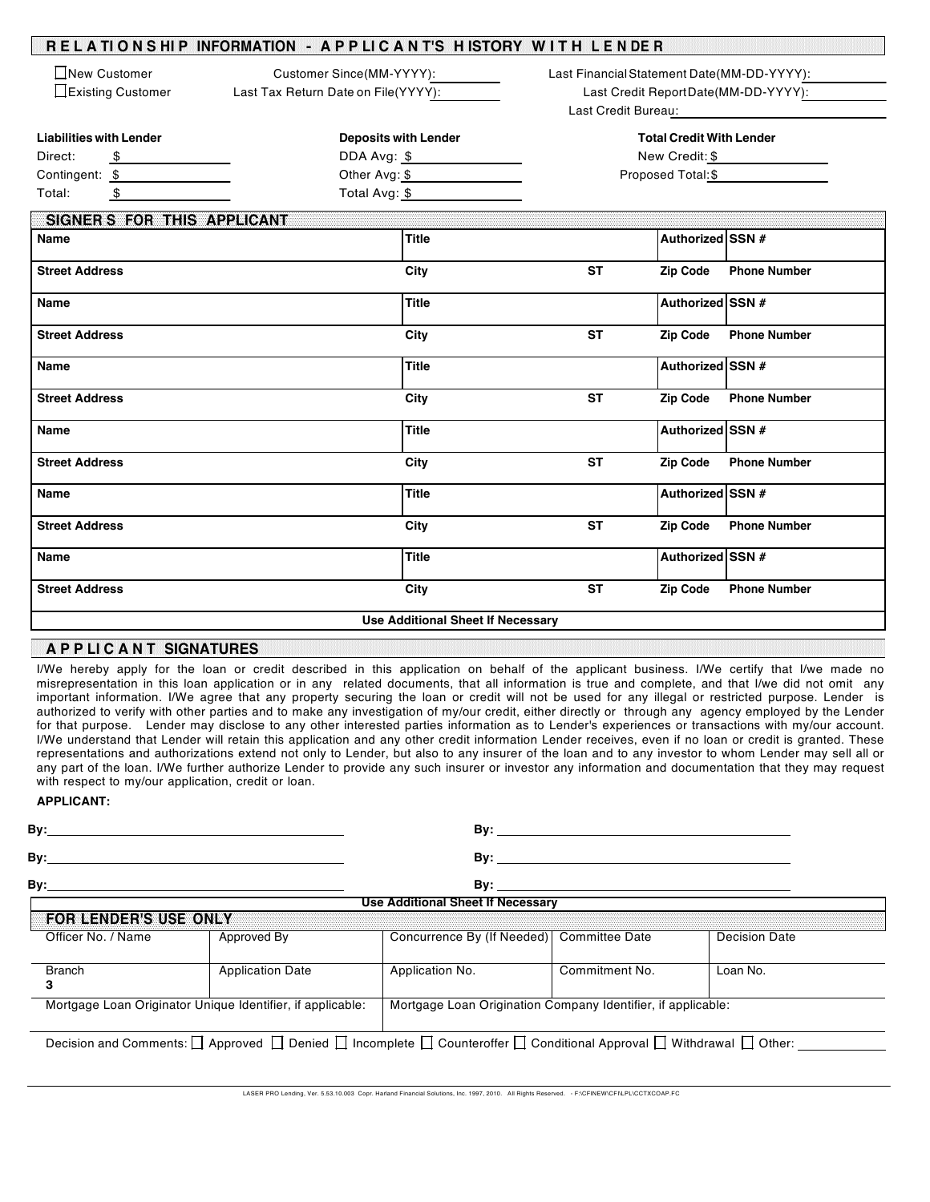## RELATIONSHIP INFORMATION - APPLICANT'S HISTORY WITH LENDER

☐ New Customer  
☐ Existing Customer

Customer Since(MM-YYYY): ________  
Last Tax Return Date on File(YYYY): ________

Last Financial Statement Date(MM-DD-YYYY): ________  
Last Credit Report Date(MM-DD-YYYY): ________  
Last Credit Bureau: ________

**Liabilities with Lender**  
Direct: $ ________  
Contingent: $ ________  
Total: $ ________

**Deposits with Lender**  
DDA Avg: $ ________  
Other Avg: $ ________  
Total Avg: $ ________

**Total Credit With Lender**  
New Credit: $ ________  
Proposed Total: $ ________

## SIGNERS FOR THIS APPLICANT

| | | | | |
|---|---|---|---|---|
| **Name** | **Title** | | **Authorized** | **SSN #** |
| **Street Address** | **City** | **ST** | **Zip Code** | **Phone Number** |
| **Name** | **Title** | | **Authorized** | **SSN #** |
| **Street Address** | **City** | **ST** | **Zip Code** | **Phone Number** |
| **Name** | **Title** | | **Authorized** | **SSN #** |
| **Street Address** | **City** | **ST** | **Zip Code** | **Phone Number** |
| **Name** | **Title** | | **Authorized** | **SSN #** |
| **Street Address** | **City** | **ST** | **Zip Code** | **Phone Number** |
| **Name** | **Title** | | **Authorized** | **SSN #** |
| **Street Address** | **City** | **ST** | **Zip Code** | **Phone Number** |
| **Name** | **Title** | | **Authorized** | **SSN #** |
| **Street Address** | **City** | **ST** | **Zip Code** | **Phone Number** |

**Use Additional Sheet If Necessary**

## APPLICANT SIGNATURES

I/We hereby apply for the loan or credit described in this application on behalf of the applicant business. I/We certify that I/we made no misrepresentation in this loan application or in any related documents, that all information is true and complete, and that I/we did not omit any important information. I/We agree that any property securing the loan or credit will not be used for any illegal or restricted purpose. Lender is authorized to verify with other parties and to make any investigation of my/our credit, either directly or through any agency employed by the Lender for that purpose. Lender may disclose to any other interested parties information as to Lender's experiences or transactions with my/our account. I/We understand that Lender will retain this application and any other credit information Lender receives, even if no loan or credit is granted. These representations and authorizations extend not only to Lender, but also to any insurer of the loan and to any investor to whom Lender may sell all or any part of the loan. I/We further authorize Lender to provide any such insurer or investor any information and documentation that they may request with respect to my/our application, credit or loan.

**APPLICANT:**

**By:** ______________________  **By:** ______________________

**By:** ______________________  **By:** ______________________

**By:** ______________________  **By:** ______________________

**Use Additional Sheet If Necessary**

## FOR LENDER'S USE ONLY

| | | | | |
|---|---|---|---|---|
| Officer No. / Name | Approved By | Concurrence By (If Needed) | Committee Date | Decision Date |
| Branch<br>3 | Application Date | Application No. | Commitment No. | Loan No. |
| Mortgage Loan Originator Unique Identifier, if applicable: | | Mortgage Loan Origination Company Identifier, if applicable: | | |

Decision and Comments: ☐ Approved ☐ Denied ☐ Incomplete ☐ Counteroffer ☐ Conditional Approval ☐ Withdrawal ☐ Other: ________

LASER PRO Lending, Ver. 5.53.10.003 Copr. Harland Financial Solutions, Inc. 1997, 2010. All Rights Reserved. - F:\CFINEW\CFI\LPL\CCTXCOAP.FC